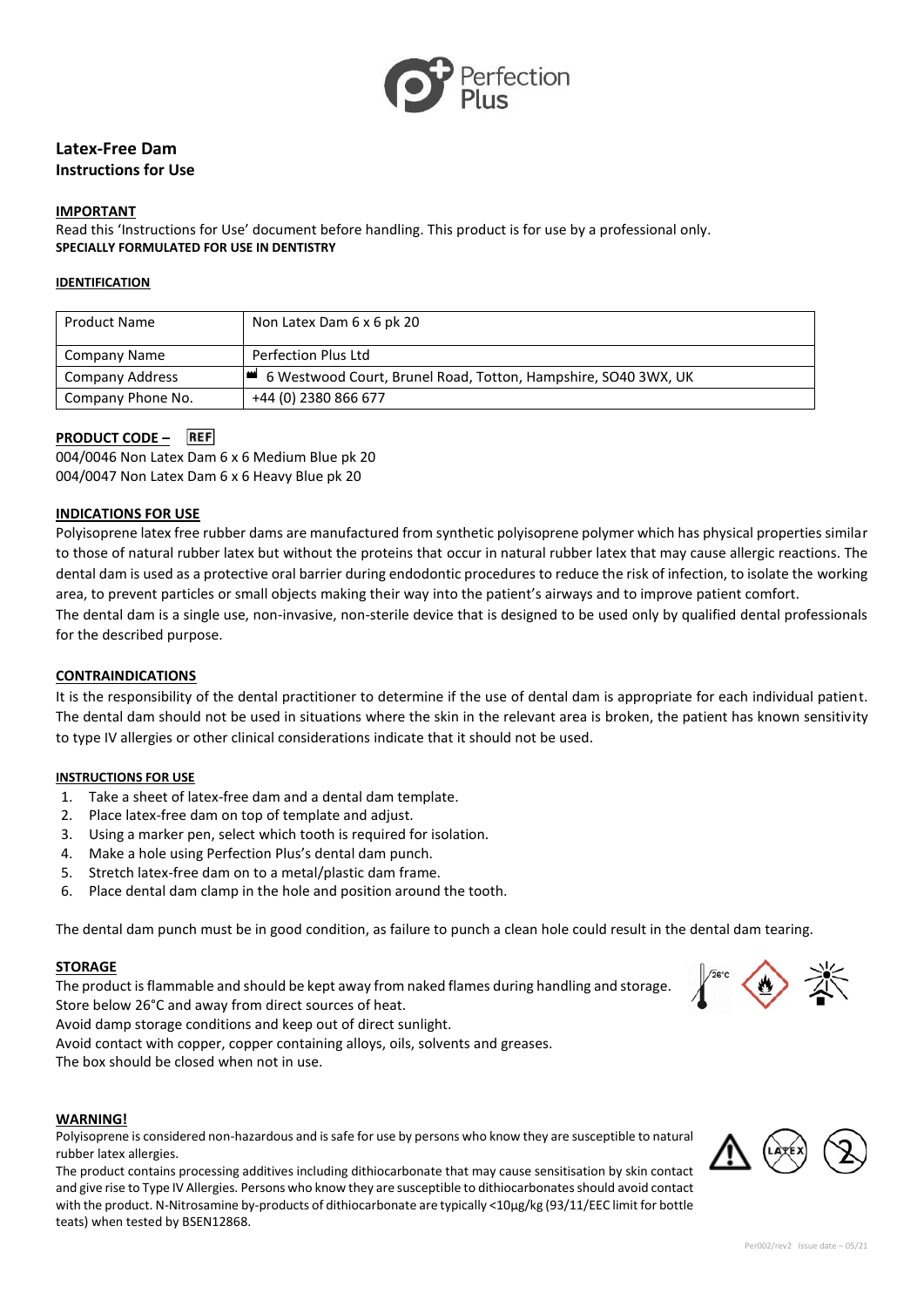# Latex-Free Dam

## Instructions for Use

**IMPORTANT**

Read this 'Instructions for Use' document before handling. This product is for use by a professional only.

**SPECIALLY FORMULATED FOR USE IN DENTISTRY**

**IDENTIFICATION**

| Product Name | Non Latex Dam 6 x 6 pk 20 |
|---|---|
| Company Name | Perfection Plus Ltd |
| Company Address | 6 Westwood Court, Brunel Road, Totton, Hampshire, SO40 3WX, UK |
| Company Phone No. | +44 (0) 2380 866 677 |

**PRODUCT CODE – REF**

004/0046 Non Latex Dam 6 x 6 Medium Blue pk 20
004/0047 Non Latex Dam 6 x 6 Heavy Blue pk 20

**INDICATIONS FOR USE**

Polyisoprene latex free rubber dams are manufactured from synthetic polyisoprene polymer which has physical properties similar to those of natural rubber latex but without the proteins that occur in natural rubber latex that may cause allergic reactions. The dental dam is used as a protective oral barrier during endodontic procedures to reduce the risk of infection, to isolate the working area, to prevent particles or small objects making their way into the patient's airways and to improve patient comfort.

The dental dam is a single use, non-invasive, non-sterile device that is designed to be used only by qualified dental professionals for the described purpose.

**CONTRAINDICATIONS**

It is the responsibility of the dental practitioner to determine if the use of dental dam is appropriate for each individual patient. The dental dam should not be used in situations where the skin in the relevant area is broken, the patient has known sensitivity to type IV allergies or other clinical considerations indicate that it should not be used.

**INSTRUCTIONS FOR USE**

1. Take a sheet of latex-free dam and a dental dam template.
2. Place latex-free dam on top of template and adjust.
3. Using a marker pen, select which tooth is required for isolation.
4. Make a hole using Perfection Plus's dental dam punch.
5. Stretch latex-free dam on to a metal/plastic dam frame.
6. Place dental dam clamp in the hole and position around the tooth.

The dental dam punch must be in good condition, as failure to punch a clean hole could result in the dental dam tearing.

**STORAGE**

The product is flammable and should be kept away from naked flames during handling and storage.
Store below 26°C and away from direct sources of heat.
Avoid damp storage conditions and keep out of direct sunlight.
Avoid contact with copper, copper containing alloys, oils, solvents and greases.
The box should be closed when not in use.

**WARNING!**

Polyisoprene is considered non-hazardous and is safe for use by persons who know they are susceptible to natural rubber latex allergies.

The product contains processing additives including dithiocarbonate that may cause sensitisation by skin contact and give rise to Type IV Allergies. Persons who know they are susceptible to dithiocarbonates should avoid contact with the product. N-Nitrosamine by-products of dithiocarbonate are typically <10µg/kg (93/11/EEC limit for bottle teats) when tested by BSEN12868.

Per002/rev2 Issue date – 05/21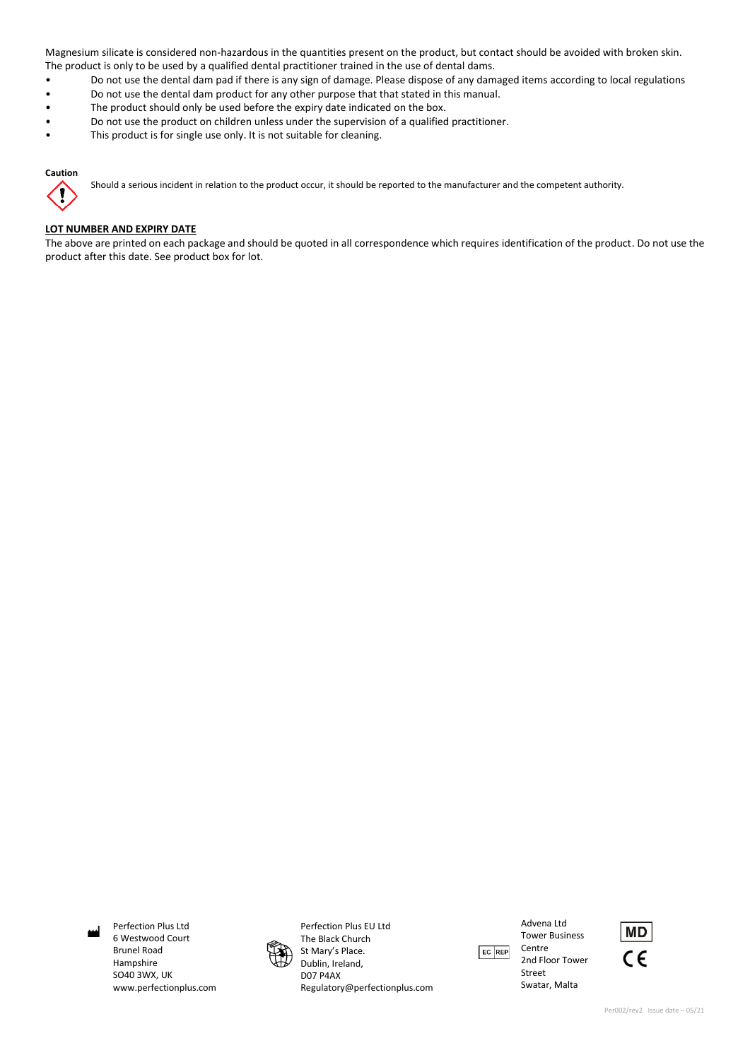Magnesium silicate is considered non-hazardous in the quantities present on the product, but contact should be avoided with broken skin. The product is only to be used by a qualified dental practitioner trained in the use of dental dams.

- Do not use the dental dam pad if there is any sign of damage. Please dispose of any damaged items according to local regulations
- Do not use the dental dam product for any other purpose that that stated in this manual.
- The product should only be used before the expiry date indicated on the box.
- Do not use the product on children unless under the supervision of a qualified practitioner.
- This product is for single use only. It is not suitable for cleaning.

**Caution**

Should a serious incident in relation to the product occur, it should be reported to the manufacturer and the competent authority.

**LOT NUMBER AND EXPIRY DATE**

The above are printed on each package and should be quoted in all correspondence which requires identification of the product. Do not use the product after this date. See product box for lot.

Perfection Plus Ltd
6 Westwood Court
Brunel Road
Hampshire
SO40 3WX, UK
www.perfectionplus.com

Perfection Plus EU Ltd
The Black Church
St Mary's Place.
Dublin, Ireland,
D07 P4AX
Regulatory@perfectionplus.com

EC REP

Advena Ltd
Tower Business Centre
2nd Floor Tower Street
Swatar, Malta

MD

CE

Per002/rev2 Issue date – 05/21